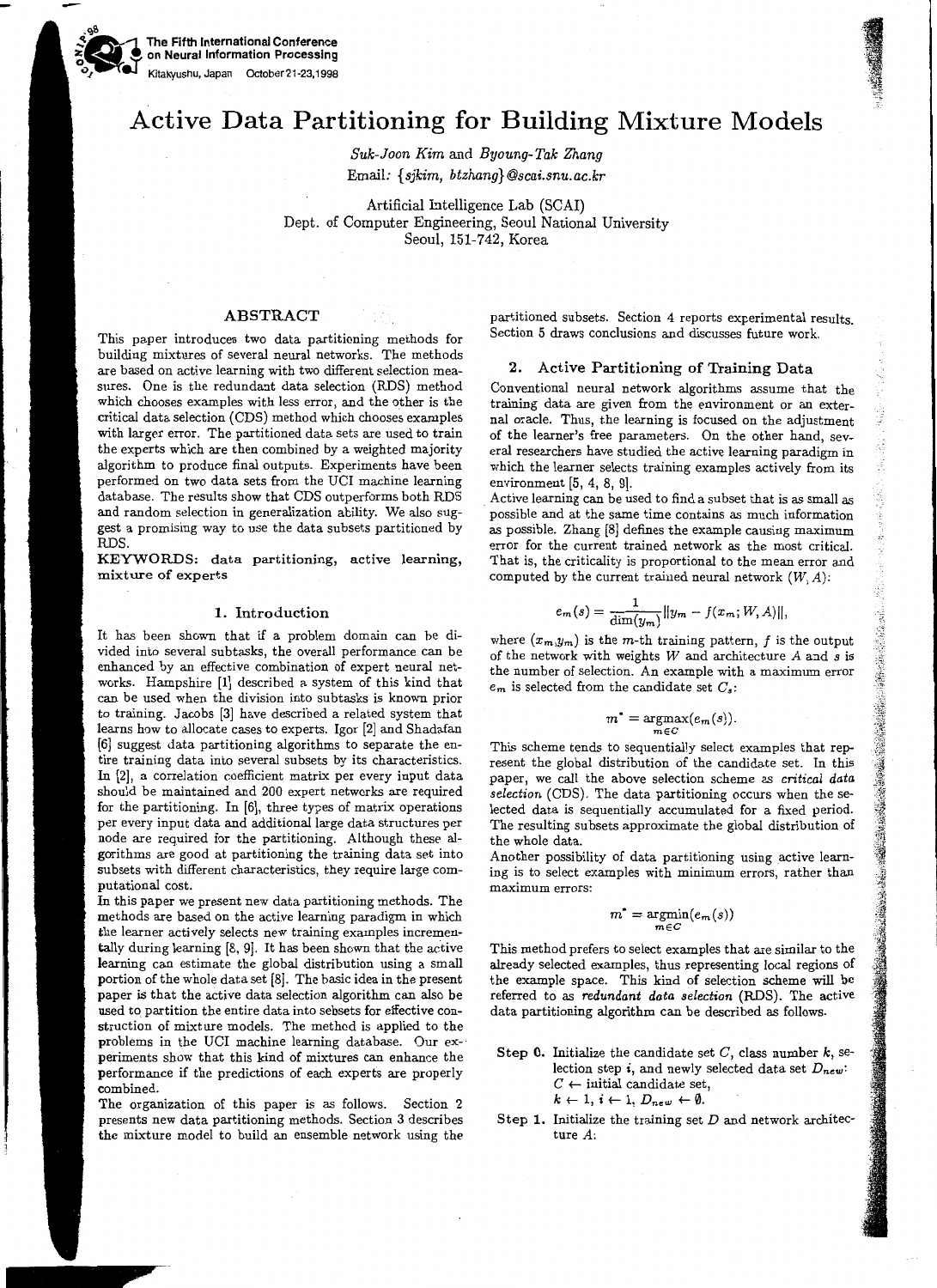# Active Data Partitioning for Building Mixture Models

*Suk-Joon Kim* and *Byoung-Tak Zhang*
Email: *{sjkim, btzhang}@scai.snu.ac.kr*

Artificial Intelligence Lab (SCAI)
Dept. of Computer Engineering, Seoul National University
Seoul, 151-742, Korea

## ABSTRACT

This paper introduces two data partitioning methods for building mixtures of several neural networks. The methods are based on active learning with two different selection measures. One is the redundant data selection (RDS) method which chooses examples with less error, and the other is the critical data selection (CDS) method which chooses examples with larger error. The partitioned data sets are used to train the experts which are then combined by a weighted majority algorithm to produce final outputs. Experiments have been performed on two data sets from the UCI machine learning database. The results show that CDS outperforms both RDS and random selection in generalization ability. We also suggest a promising way to use the data subsets partitioned by RDS.

**KEYWORDS: data partitioning, active learning, mixture of experts**

## 1. Introduction

It has been shown that if a problem domain can be divided into several subtasks, the overall performance can be enhanced by an effective combination of expert neural networks. Hampshire [1] described a system of this kind that can be used when the division into subtasks is known prior to training. Jacobs [3] have described a related system that learns how to allocate cases to experts. Igor [2] and Shadafan [6] suggest data partitioning algorithms to separate the entire training data into several subsets by its characteristics. In [2], a correlation coefficient matrix per every input data should be maintained and 200 expert networks are required for the partitioning. In [6], three types of matrix operations per every input data and additional large data structures per node are required for the partitioning. Although these algorithms are good at partitioning the training data set into subsets with different characteristics, they require large computational cost.

In this paper we present new data partitioning methods. The methods are based on the active learning paradigm in which the learner actively selects new training examples incrementally during learning [8, 9]. It has been shown that the active learning can estimate the global distribution using a small portion of the whole data set [8]. The basic idea in the present paper is that the active data selection algorithm can also be used to partition the entire data into subsets for effective construction of mixture models. The method is applied to the problems in the UCI machine learning database. Our experiments show that this kind of mixtures can enhance the performance if the predictions of each experts are properly combined.

The organization of this paper is as follows. Section 2 presents new data partitioning methods. Section 3 describes the mixture model to build an ensemble network using the partitioned subsets. Section 4 reports experimental results. Section 5 draws conclusions and discusses future work.

## 2. Active Partitioning of Training Data

Conventional neural network algorithms assume that the training data are given from the environment or an external oracle. Thus, the learning is focused on the adjustment of the learner's free parameters. On the other hand, several researchers have studied the active learning paradigm in which the learner selects training examples actively from its environment [5, 4, 8, 9].

Active learning can be used to find a subset that is as small as possible and at the same time contains as much information as possible. Zhang [8] defines the example causing maximum error for the current trained network as the most critical. That is, the criticality is proportional to the mean error and computed by the current trained neural network $(W, A)$:

$$e_m(s) = \frac{1}{\dim(y_m)} \|y_m - f(x_m; W, A)\|,$$

where $(x_m, y_m)$ is the $m$-th training pattern, $f$ is the output of the network with weights $W$ and architecture $A$ and $s$ is the number of selection. An example with a maximum error $e_m$ is selected from the candidate set $C_s$:

$$m^* = \underset{m \in C}{\operatorname{argmax}}(e_m(s)).$$

This scheme tends to sequentially select examples that represent the global distribution of the candidate set. In this paper, we call the above selection scheme as *critical data selection* (CDS). The data partitioning occurs when the selected data is sequentially accumulated for a fixed period. The resulting subsets approximate the global distribution of the whole data.

Another possibility of data partitioning using active learning is to select examples with minimum errors, rather than maximum errors:

$$m^* = \underset{m \in C}{\operatorname{argmin}}(e_m(s))$$

This method prefers to select examples that are similar to the already selected examples, thus representing local regions of the example space. This kind of selection scheme will be referred to as *redundant data selection* (RDS). The active data partitioning algorithm can be described as follows.

- **Step 0.** Initialize the candidate set $C$, class number $k$, selection step $i$, and newly selected data set $D_{new}$:
  $C \leftarrow$ initial candidate set,
  $k \leftarrow 1$, $i \leftarrow 1$, $D_{new} \leftarrow \emptyset$.
- **Step 1.** Initialize the training set $D$ and network architecture $A$: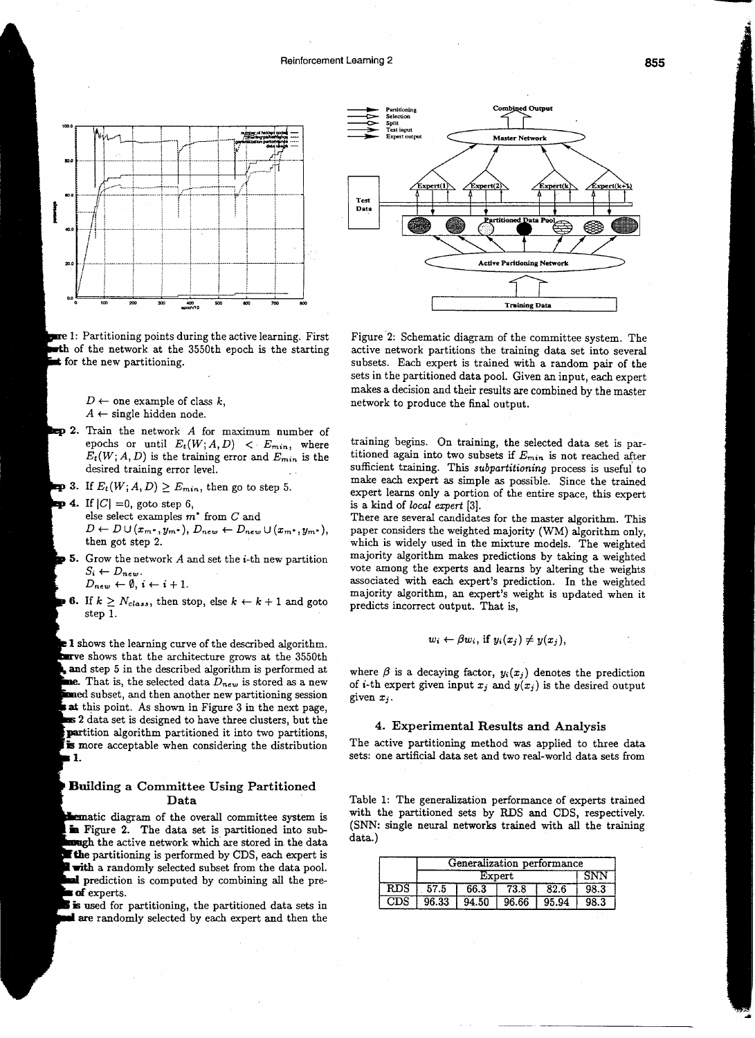Figure 1: Partitioning points during the active learning. First growth of the network at the 3550th epoch is the starting point for the new partitioning.

$D \leftarrow$ one example of class $k$,
$A \leftarrow$ single hidden node.

**Step 2.** Train the network $A$ for maximum number of epochs or until $E_t(W; A, D) < E_{min}$, where $E_t(W; A, D)$ is the training error and $E_{min}$ is the desired training error level.

**Step 3.** If $E_t(W; A, D) \geq E_{min}$, then go to step 5.

**Step 4.** If $|C| = 0$, goto step 6,
else select examples $m^*$ from $C$ and
$D \leftarrow D \cup (x_{m^*}, y_{m^*})$, $D_{new} \leftarrow D_{new} \cup (x_{m^*}, y_{m^*})$,
then got step 2.

**Step 5.** Grow the network $A$ and set the $i$-th new partition $S_i \leftarrow D_{new}$.
$D_{new} \leftarrow \emptyset$, $i \leftarrow i + 1$.

**Step 6.** If $k \geq N_{class}$, then stop, else $k \leftarrow k + 1$ and goto step 1.

Figure 1 shows the learning curve of the described algorithm. The curve shows that the architecture grows at the 3550th epoch, and step 5 in the described algorithm is performed at this time. That is, the selected data $D_{new}$ is stored as a new partitioned subset, and then another new partitioning session starts at this point. As shown in Figure 3 in the next page, class 2 data set is designed to have three clusters, but the partition algorithm partitioned it into two partitions, which is more acceptable when considering the distribution of class 1.

## 3 Building a Committee Using Partitioned Data

A schematic diagram of the overall committee system is shown in Figure 2. The data set is partitioned into subsets through the active network which are stored in the data pool. If the partitioning is performed by CDS, each expert is trained with a randomly selected subset from the data pool. The final prediction is computed by combining all the predictions of experts.

If RDS is used for partitioning, the partitioned data sets in the pool are randomly selected by each expert and then the training begins. On training, the selected data set is partitioned again into two subsets if $E_{min}$ is not reached after sufficient training. This *subpartitioning* process is useful to make each expert as simple as possible. Since the trained expert learns only a portion of the entire space, this expert is a kind of *local expert* [3].

Figure 2: Schematic diagram of the committee system. The active network partitions the training data set into several subsets. Each expert is trained with a random pair of the sets in the partitioned data pool. Given an input, each expert makes a decision and their results are combined by the master network to produce the final output.

There are several candidates for the master algorithm. This paper considers the weighted majority (WM) algorithm only, which is widely used in the mixture models. The weighted majority algorithm makes predictions by taking a weighted vote among the experts and learns by altering the weights associated with each expert's prediction. In the weighted majority algorithm, an expert's weight is updated when it predicts incorrect output. That is,

$$w_i \leftarrow \beta w_i, \text{ if } y_i(x_j) \neq y(x_j),$$

where $\beta$ is a decaying factor, $y_i(x_j)$ denotes the prediction of $i$-th expert given input $x_j$ and $y(x_j)$ is the desired output given $x_j$.

## 4. Experimental Results and Analysis

The active partitioning method was applied to three data sets: one artificial data set and two real-world data sets from

Table 1: The generalization performance of experts trained with the partitioned sets by RDS and CDS, respectively. (SNN: single neural networks trained with all the training data.)

| | Generalization performance | | | | |
|---|---|---|---|---|---|
| | Expert | | | | SNN |
| RDS | 57.5 | 66.3 | 73.8 | 82.6 | 98.3 |
| CDS | 96.33 | 94.50 | 96.66 | 95.94 | 98.3 |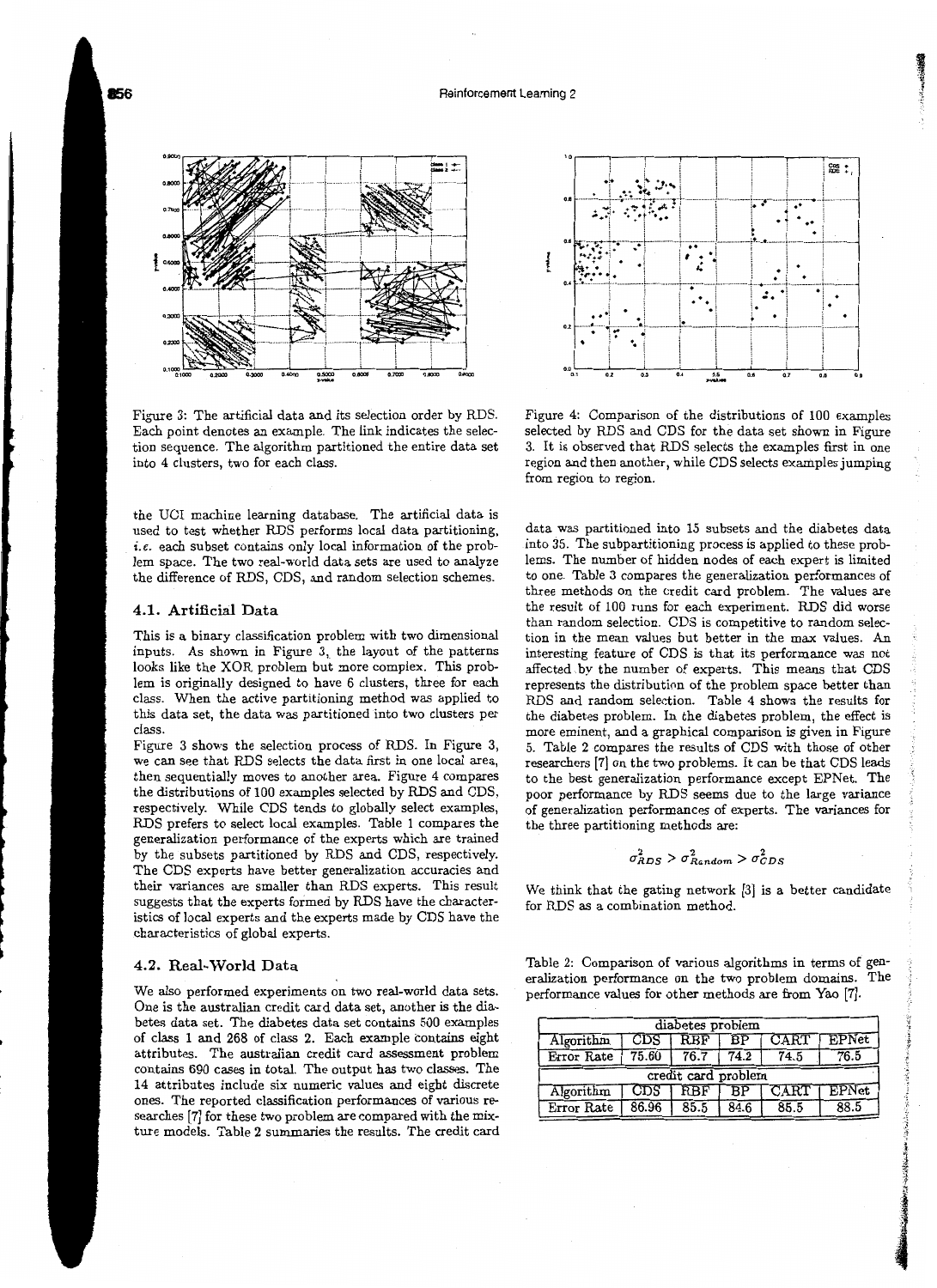Figure 3: The artificial data and its selection order by RDS. Each point denotes an example. The link indicates the selection sequence. The algorithm partitioned the entire data set into 4 clusters, two for each class.

Figure 4: Comparison of the distributions of 100 examples selected by RDS and CDS for the data set shown in Figure 3. It is observed that RDS selects the examples first in one region and then another, while CDS selects examples jumping from region to region.

the UCI machine learning database. The artificial data is used to test whether RDS performs local data partitioning, *i.e.* each subset contains only local information of the problem space. The two real-world data sets are used to analyze the difference of RDS, CDS, and random selection schemes.

### 4.1. Artificial Data

This is a binary classification problem with two dimensional inputs. As shown in Figure 3, the layout of the patterns looks like the XOR problem but more complex. This problem is originally designed to have 6 clusters, three for each class. When the active partitioning method was applied to this data set, the data was partitioned into two clusters per class.

Figure 3 shows the selection process of RDS. In Figure 3, we can see that RDS selects the data first in one local area, then sequentially moves to another area. Figure 4 compares the distributions of 100 examples selected by RDS and CDS, respectively. While CDS tends to globally select examples, RDS prefers to select local examples. Table 1 compares the generalization performance of the experts which are trained by the subsets partitioned by RDS and CDS, respectively. The CDS experts have better generalization accuracies and their variances are smaller than RDS experts. This result suggests that the experts formed by RDS have the characteristics of local experts and the experts made by CDS have the characteristics of global experts.

### 4.2. Real-World Data

We also performed experiments on two real-world data sets. One is the australian credit card data set, another is the diabetes data set. The diabetes data set contains 500 examples of class 1 and 268 of class 2. Each example contains eight attributes. The australian credit card assessment problem contains 690 cases in total. The output has two classes. The 14 attributes include six numeric values and eight discrete ones. The reported classification performances of various researches [7] for these two problem are compared with the mixture models. Table 2 summaries the results. The credit card data was partitioned into 15 subsets and the diabetes data into 35. The subpartitioning process is applied to these problems. The number of hidden nodes of each expert is limited to one. Table 3 compares the generalization performances of three methods on the credit card problem. The values are the result of 100 runs for each experiment. RDS did worse than random selection. CDS is competitive to random selection in the mean values but better in the max values. An interesting feature of CDS is that its performance was not affected by the number of experts. This means that CDS represents the distribution of the problem space better than RDS and random selection. Table 4 shows the results for the diabetes problem. In the diabetes problem, the effect is more eminent, and a graphical comparison is given in Figure 5. Table 2 compares the results of CDS with those of other researchers [7] on the two problems. It can be that CDS leads to the best generalization performance except EPNet. The poor performance by RDS seems due to the large variance of generalization performances of experts. The variances for the three partitioning methods are:

$$\sigma^2_{RDS} > \sigma^2_{Random} > \sigma^2_{CDS}$$

We think that the gating network [3] is a better candidate for RDS as a combination method.

Table 2: Comparison of various algorithms in terms of generalization performance on the two problem domains. The performance values for other methods are from Yao [7].

| diabetes problem | | | | | |
|---|---|---|---|---|---|
| Algorithm | CDS | RBF | BP | CART | EPNet |
| Error Rate | 75.60 | 76.7 | 74.2 | 74.5 | 76.5 |
| **credit card problem** | | | | | |
| Algorithm | CDS | RBF | BP | CART | EPNet |
| Error Rate | 86.96 | 85.5 | 84.6 | 85.5 | 88.5 |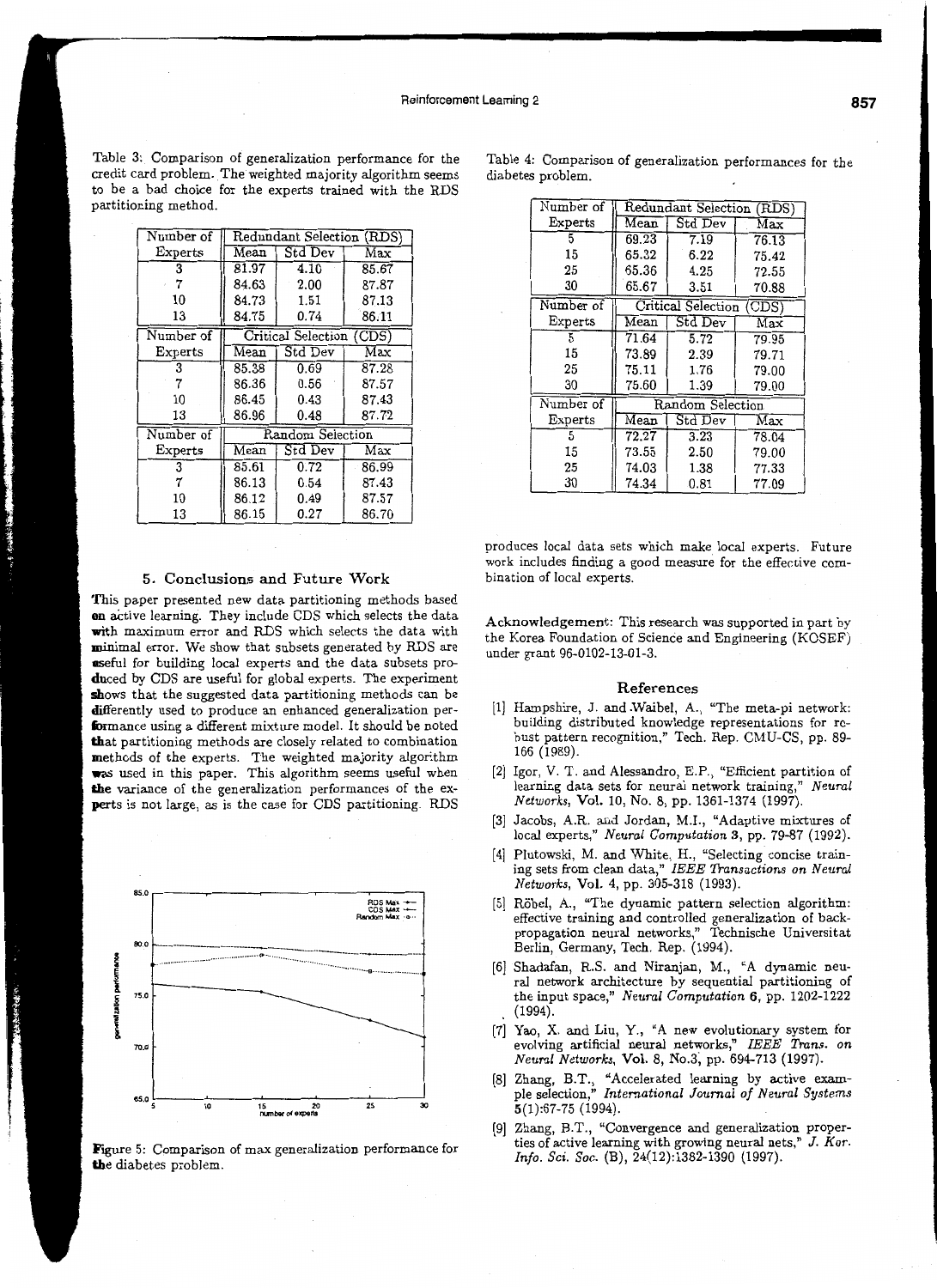Table 3: Comparison of generalization performance for the credit card problem. The weighted majority algorithm seems to be a bad choice for the experts trained with the RDS partitioning method.

| Number of Experts | Redundant Selection (RDS) Mean | Std Dev | Max |
|---|---|---|---|
| 3 | 81.97 | 4.10 | 85.67 |
| 7 | 84.63 | 2.00 | 87.87 |
| 10 | 84.73 | 1.51 | 87.13 |
| 13 | 84.75 | 0.74 | 86.11 |
| **Number of Experts** | **Critical Selection (CDS) Mean** | **Std Dev** | **Max** |
| 3 | 85.38 | 0.69 | 87.28 |
| 7 | 86.36 | 0.56 | 87.57 |
| 10 | 86.45 | 0.43 | 87.43 |
| 13 | 86.96 | 0.48 | 87.72 |
| **Number of Experts** | **Random Selection Mean** | **Std Dev** | **Max** |
| 3 | 85.61 | 0.72 | 86.99 |
| 7 | 86.13 | 0.54 | 87.43 |
| 10 | 86.12 | 0.49 | 87.57 |
| 13 | 86.15 | 0.27 | 86.70 |

## 5. Conclusions and Future Work

This paper presented new data partitioning methods based on active learning. They include CDS which selects the data with maximum error and RDS which selects the data with minimal error. We show that subsets generated by RDS are useful for building local experts and the data subsets produced by CDS are useful for global experts. The experiment shows that the suggested data partitioning methods can be differently used to produce an enhanced generalization performance using a different mixture model. It should be noted that partitioning methods are closely related to combination methods of the experts. The weighted majority algorithm was used in this paper. This algorithm seems useful when the variance of the generalization performances of the experts is not large, as is the case for CDS partitioning. RDS produces local data sets which make local experts. Future work includes finding a good measure for the effective combination of local experts.

85.0
80.0
75.0
70.0
65.0
generalization performance
5 10 15 20 25 30
number of experts
RDS Max
CDS Max
Random Max

Figure 5: Comparison of max generalization performance for the diabetes problem.

Table 4: Comparison of generalization performances for the diabetes problem.

| Number of Experts | Redundant Selection (RDS) Mean | Std Dev | Max |
|---|---|---|---|
| 5 | 69.23 | 7.19 | 76.13 |
| 15 | 65.32 | 6.22 | 75.42 |
| 25 | 65.36 | 4.25 | 72.55 |
| 30 | 65.67 | 3.51 | 70.88 |
| **Number of Experts** | **Critical Selection (CDS) Mean** | **Std Dev** | **Max** |
| 5 | 71.64 | 5.72 | 79.95 |
| 15 | 73.89 | 2.39 | 79.71 |
| 25 | 75.11 | 1.76 | 79.00 |
| 30 | 75.60 | 1.39 | 79.00 |
| **Number of Experts** | **Random Selection Mean** | **Std Dev** | **Max** |
| 5 | 72.27 | 3.23 | 78.04 |
| 15 | 73.55 | 2.50 | 79.00 |
| 25 | 74.03 | 1.38 | 77.33 |
| 30 | 74.34 | 0.81 | 77.09 |

**Acknowledgement:** This research was supported in part by the Korea Foundation of Science and Engineering (KOSEF) under grant 96-0102-13-01-3.

## References

[1] Hampshire, J. and Waibel, A., "The meta-pi network: building distributed knowledge representations for robust pattern recognition," Tech. Rep. CMU-CS, pp. 89-166 (1989).

[2] Igor, V. T. and Alessandro, E.P., "Efficient partition of learning data sets for neural network training," *Neural Networks*, Vol. 10, No. 8, pp. 1361-1374 (1997).

[3] Jacobs, A.R. and Jordan, M.I., "Adaptive mixtures of local experts," *Neural Computation* 3, pp. 79-87 (1992).

[4] Plutowski, M. and White, H., "Selecting concise training sets from clean data," *IEEE Transactions on Neural Networks*, Vol. 4, pp. 305-318 (1993).

[5] Röbel, A., "The dynamic pattern selection algorithm: effective training and controlled generalization of backpropagation neural networks," Technische Universitat Berlin, Germany, Tech. Rep. (1994).

[6] Shadafan, R.S. and Niranjan, M., "A dynamic neural network architecture by sequential partitioning of the input space," *Neural Computation* 6, pp. 1202-1222 (1994).

[7] Yao, X. and Liu, Y., "A new evolutionary system for evolving artificial neural networks," *IEEE Trans. on Neural Networks*, Vol. 8, No.3, pp. 694-713 (1997).

[8] Zhang, B.T., "Accelerated learning by active example selection," *International Journal of Neural Systems* 5(1):67-75 (1994).

[9] Zhang, B.T., "Convergence and generalization properties of active learning with growing neural nets," *J. Kor. Info. Sci. Soc.* (B), 24(12):1382-1390 (1997).